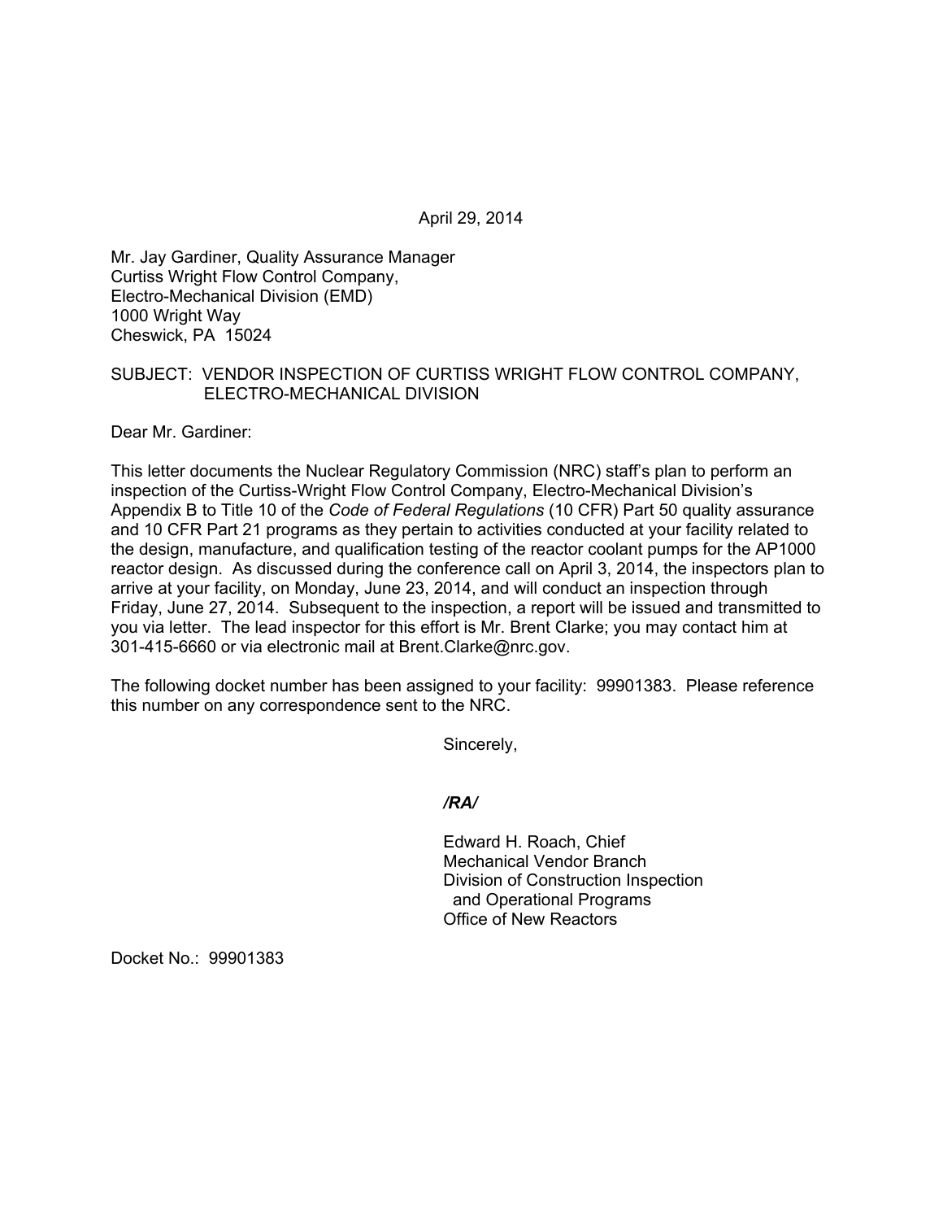April 29, 2014

Mr. Jay Gardiner, Quality Assurance Manager
Curtiss Wright Flow Control Company,
Electro-Mechanical Division (EMD)
1000 Wright Way
Cheswick, PA 15024

SUBJECT: VENDOR INSPECTION OF CURTISS WRIGHT FLOW CONTROL COMPANY, ELECTRO-MECHANICAL DIVISION

Dear Mr. Gardiner:

This letter documents the Nuclear Regulatory Commission (NRC) staff's plan to perform an inspection of the Curtiss-Wright Flow Control Company, Electro-Mechanical Division's Appendix B to Title 10 of the *Code of Federal Regulations* (10 CFR) Part 50 quality assurance and 10 CFR Part 21 programs as they pertain to activities conducted at your facility related to the design, manufacture, and qualification testing of the reactor coolant pumps for the AP1000 reactor design. As discussed during the conference call on April 3, 2014, the inspectors plan to arrive at your facility, on Monday, June 23, 2014, and will conduct an inspection through Friday, June 27, 2014. Subsequent to the inspection, a report will be issued and transmitted to you via letter. The lead inspector for this effort is Mr. Brent Clarke; you may contact him at 301-415-6660 or via electronic mail at Brent.Clarke@nrc.gov.

The following docket number has been assigned to your facility: 99901383. Please reference this number on any correspondence sent to the NRC.

Sincerely,

***/RA/***

Edward H. Roach, Chief
Mechanical Vendor Branch
Division of Construction Inspection
and Operational Programs
Office of New Reactors

Docket No.: 99901383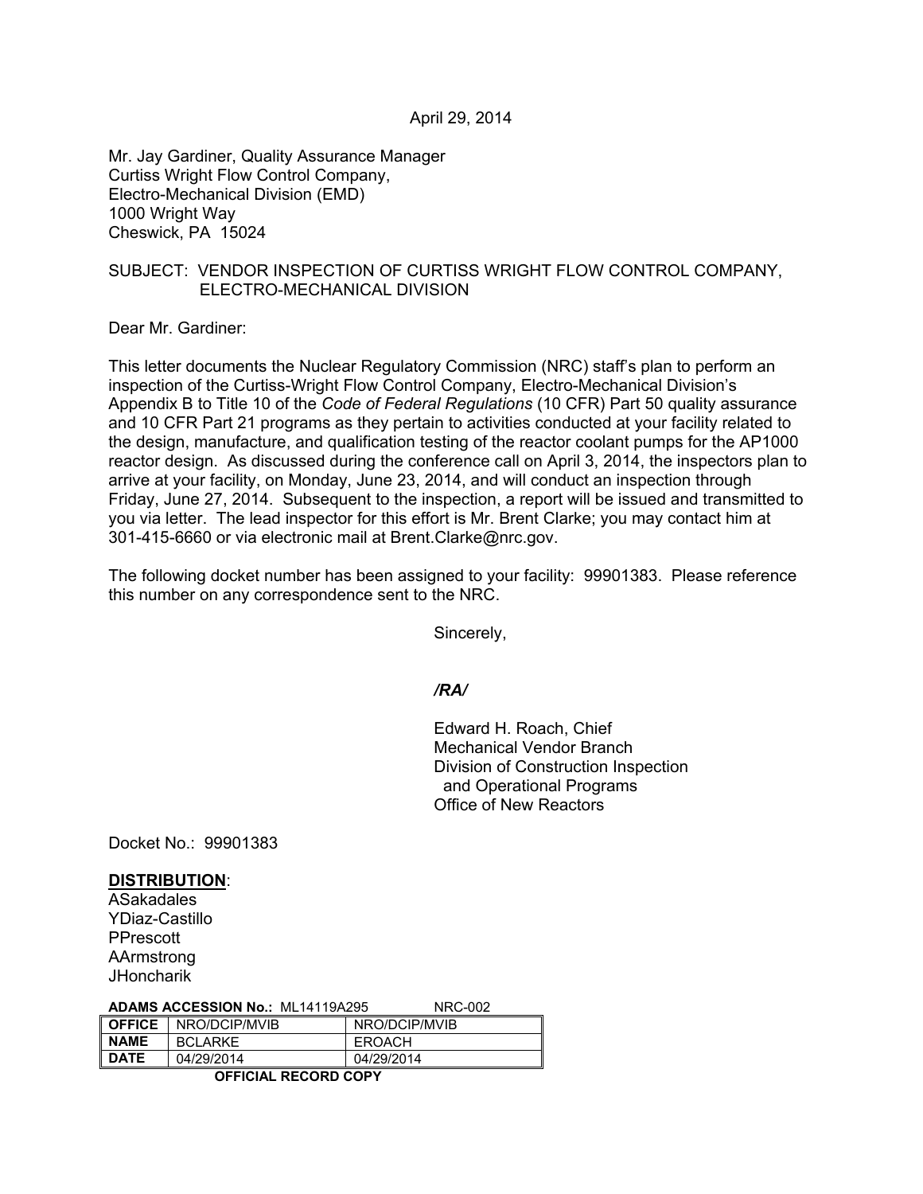April 29, 2014

Mr. Jay Gardiner, Quality Assurance Manager
Curtiss Wright Flow Control Company,
Electro-Mechanical Division (EMD)
1000 Wright Way
Cheswick, PA 15024

SUBJECT: VENDOR INSPECTION OF CURTISS WRIGHT FLOW CONTROL COMPANY, ELECTRO-MECHANICAL DIVISION

Dear Mr. Gardiner:

This letter documents the Nuclear Regulatory Commission (NRC) staff's plan to perform an inspection of the Curtiss-Wright Flow Control Company, Electro-Mechanical Division's Appendix B to Title 10 of the *Code of Federal Regulations* (10 CFR) Part 50 quality assurance and 10 CFR Part 21 programs as they pertain to activities conducted at your facility related to the design, manufacture, and qualification testing of the reactor coolant pumps for the AP1000 reactor design. As discussed during the conference call on April 3, 2014, the inspectors plan to arrive at your facility, on Monday, June 23, 2014, and will conduct an inspection through Friday, June 27, 2014. Subsequent to the inspection, a report will be issued and transmitted to you via letter. The lead inspector for this effort is Mr. Brent Clarke; you may contact him at 301-415-6660 or via electronic mail at Brent.Clarke@nrc.gov.

The following docket number has been assigned to your facility: 99901383. Please reference this number on any correspondence sent to the NRC.

Sincerely,

*/RA/*

Edward H. Roach, Chief
Mechanical Vendor Branch
Division of Construction Inspection
and Operational Programs
Office of New Reactors

Docket No.: 99901383

**DISTRIBUTION**:
ASakadales
YDiaz-Castillo
PPrescott
AArmstrong
JHoncharik

**ADAMS ACCESSION No.:** ML14119A295 NRC-002

| **OFFICE** | NRO/DCIP/MVIB | NRO/DCIP/MVIB |
|---|---|---|
| **NAME** | BCLARKE | EROACH |
| **DATE** | 04/29/2014 | 04/29/2014 |

**OFFICIAL RECORD COPY**